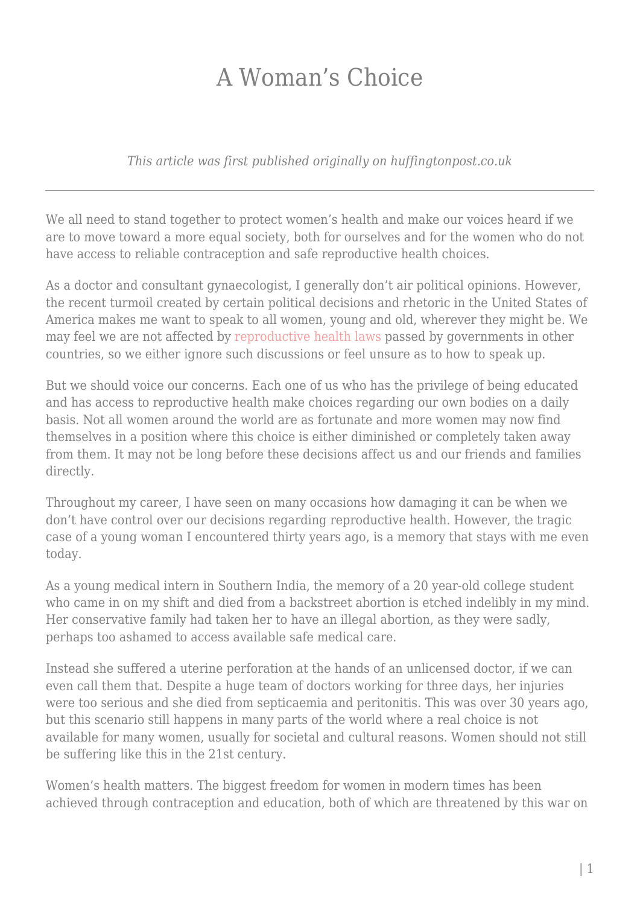# A Woman's Choice

*This article was first published originally on huffingtonpost.co.uk*

---

We all need to stand together to protect women's health and make our voices heard if we are to move toward a more equal society, both for ourselves and for the women who do not have access to reliable contraception and safe reproductive health choices.

As a doctor and consultant gynaecologist, I generally don't air political opinions. However, the recent turmoil created by certain political decisions and rhetoric in the United States of America makes me want to speak to all women, young and old, wherever they might be. We may feel we are not affected by reproductive health laws passed by governments in other countries, so we either ignore such discussions or feel unsure as to how to speak up.

But we should voice our concerns. Each one of us who has the privilege of being educated and has access to reproductive health make choices regarding our own bodies on a daily basis. Not all women around the world are as fortunate and more women may now find themselves in a position where this choice is either diminished or completely taken away from them. It may not be long before these decisions affect us and our friends and families directly.

Throughout my career, I have seen on many occasions how damaging it can be when we don't have control over our decisions regarding reproductive health. However, the tragic case of a young woman I encountered thirty years ago, is a memory that stays with me even today.

As a young medical intern in Southern India, the memory of a 20 year-old college student who came in on my shift and died from a backstreet abortion is etched indelibly in my mind. Her conservative family had taken her to have an illegal abortion, as they were sadly, perhaps too ashamed to access available safe medical care.

Instead she suffered a uterine perforation at the hands of an unlicensed doctor, if we can even call them that. Despite a huge team of doctors working for three days, her injuries were too serious and she died from septicaemia and peritonitis. This was over 30 years ago, but this scenario still happens in many parts of the world where a real choice is not available for many women, usually for societal and cultural reasons. Women should not still be suffering like this in the 21st century.

Women's health matters. The biggest freedom for women in modern times has been achieved through contraception and education, both of which are threatened by this war on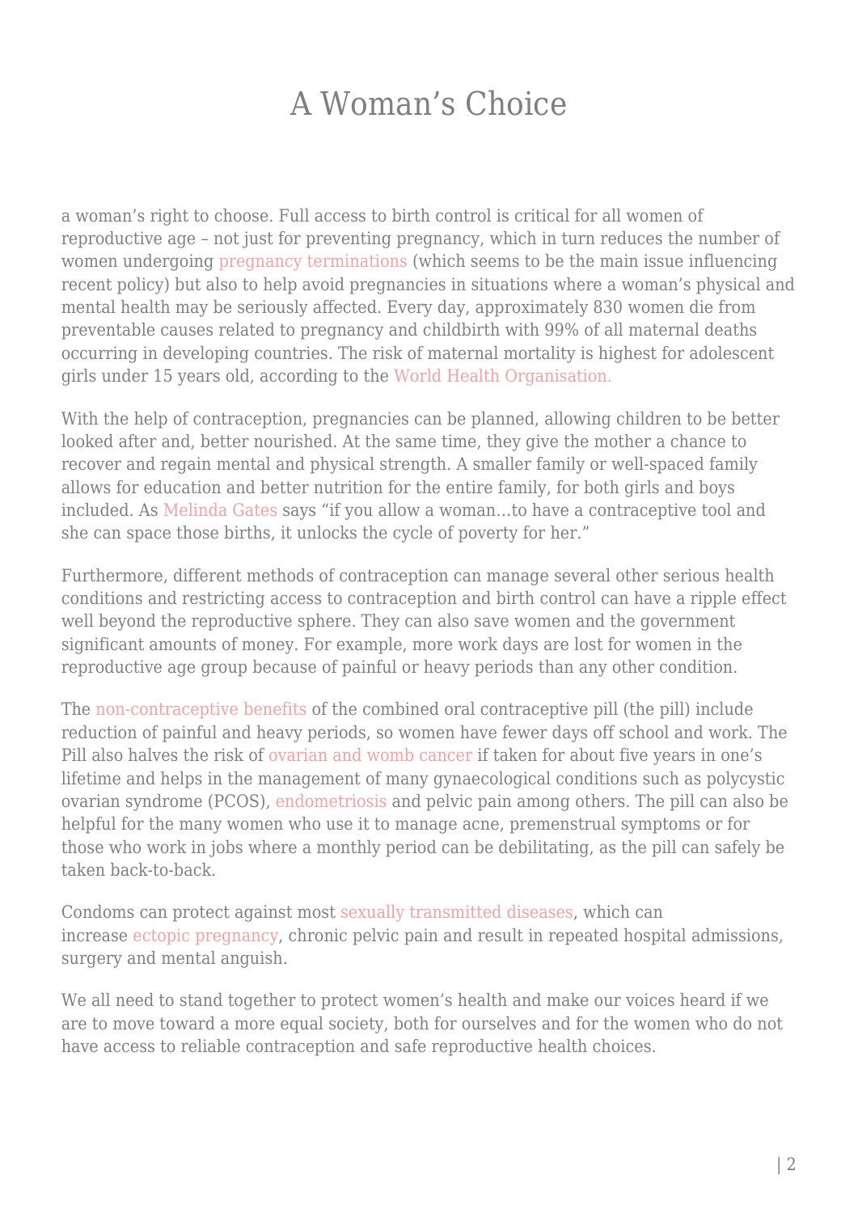# A Woman's Choice

a woman's right to choose. Full access to birth control is critical for all women of reproductive age – not just for preventing pregnancy, which in turn reduces the number of women undergoing pregnancy terminations (which seems to be the main issue influencing recent policy) but also to help avoid pregnancies in situations where a woman's physical and mental health may be seriously affected. Every day, approximately 830 women die from preventable causes related to pregnancy and childbirth with 99% of all maternal deaths occurring in developing countries. The risk of maternal mortality is highest for adolescent girls under 15 years old, according to the World Health Organisation.

With the help of contraception, pregnancies can be planned, allowing children to be better looked after and, better nourished. At the same time, they give the mother a chance to recover and regain mental and physical strength. A smaller family or well-spaced family allows for education and better nutrition for the entire family, for both girls and boys included. As Melinda Gates says "if you allow a woman…to have a contraceptive tool and she can space those births, it unlocks the cycle of poverty for her."

Furthermore, different methods of contraception can manage several other serious health conditions and restricting access to contraception and birth control can have a ripple effect well beyond the reproductive sphere. They can also save women and the government significant amounts of money. For example, more work days are lost for women in the reproductive age group because of painful or heavy periods than any other condition.

The non-contraceptive benefits of the combined oral contraceptive pill (the pill) include reduction of painful and heavy periods, so women have fewer days off school and work. The Pill also halves the risk of ovarian and womb cancer if taken for about five years in one's lifetime and helps in the management of many gynaecological conditions such as polycystic ovarian syndrome (PCOS), endometriosis and pelvic pain among others. The pill can also be helpful for the many women who use it to manage acne, premenstrual symptoms or for those who work in jobs where a monthly period can be debilitating, as the pill can safely be taken back-to-back.

Condoms can protect against most sexually transmitted diseases, which can increase ectopic pregnancy, chronic pelvic pain and result in repeated hospital admissions, surgery and mental anguish.

We all need to stand together to protect women's health and make our voices heard if we are to move toward a more equal society, both for ourselves and for the women who do not have access to reliable contraception and safe reproductive health choices.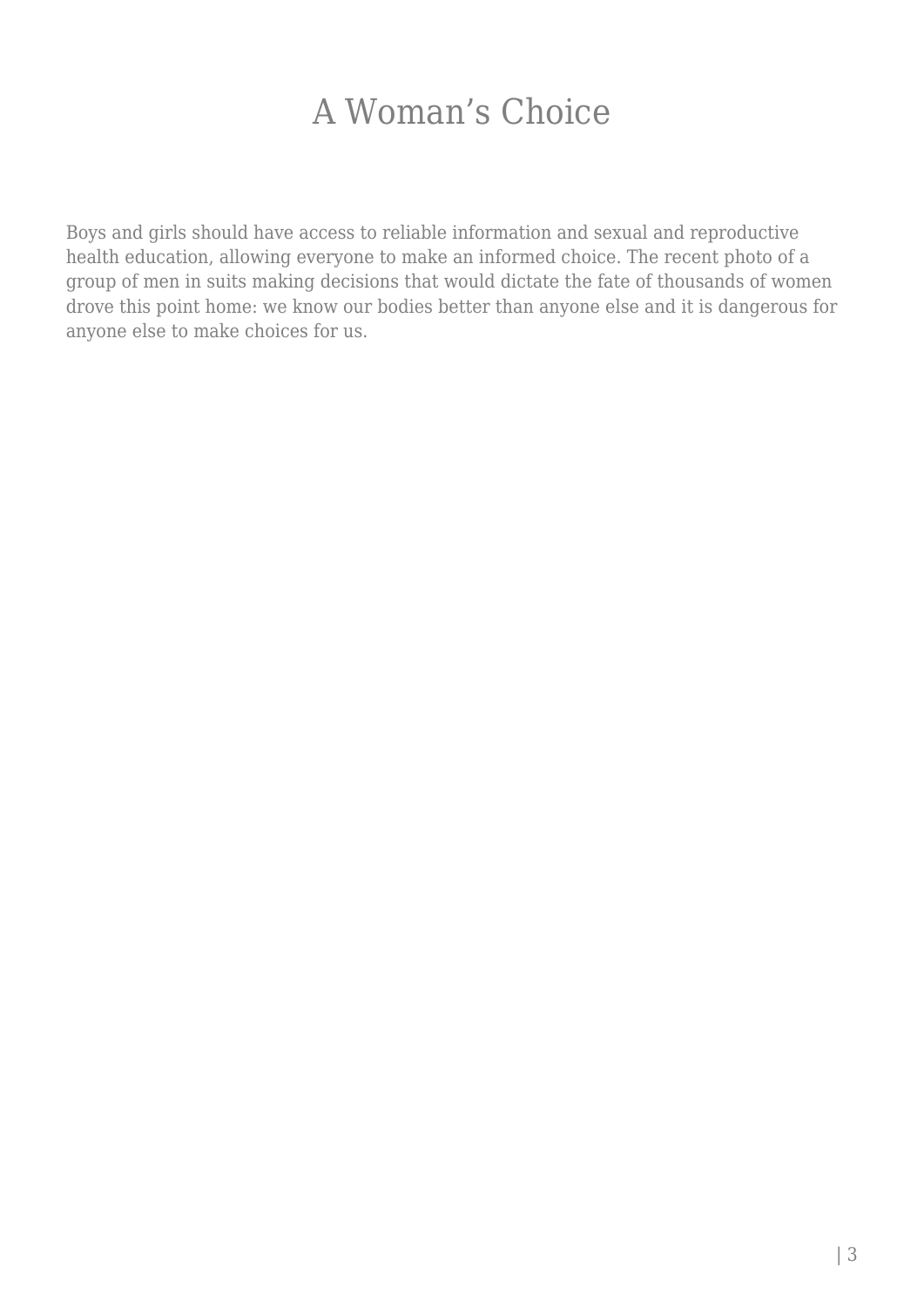# A Woman's Choice

Boys and girls should have access to reliable information and sexual and reproductive health education, allowing everyone to make an informed choice. The recent photo of a group of men in suits making decisions that would dictate the fate of thousands of women drove this point home: we know our bodies better than anyone else and it is dangerous for anyone else to make choices for us.